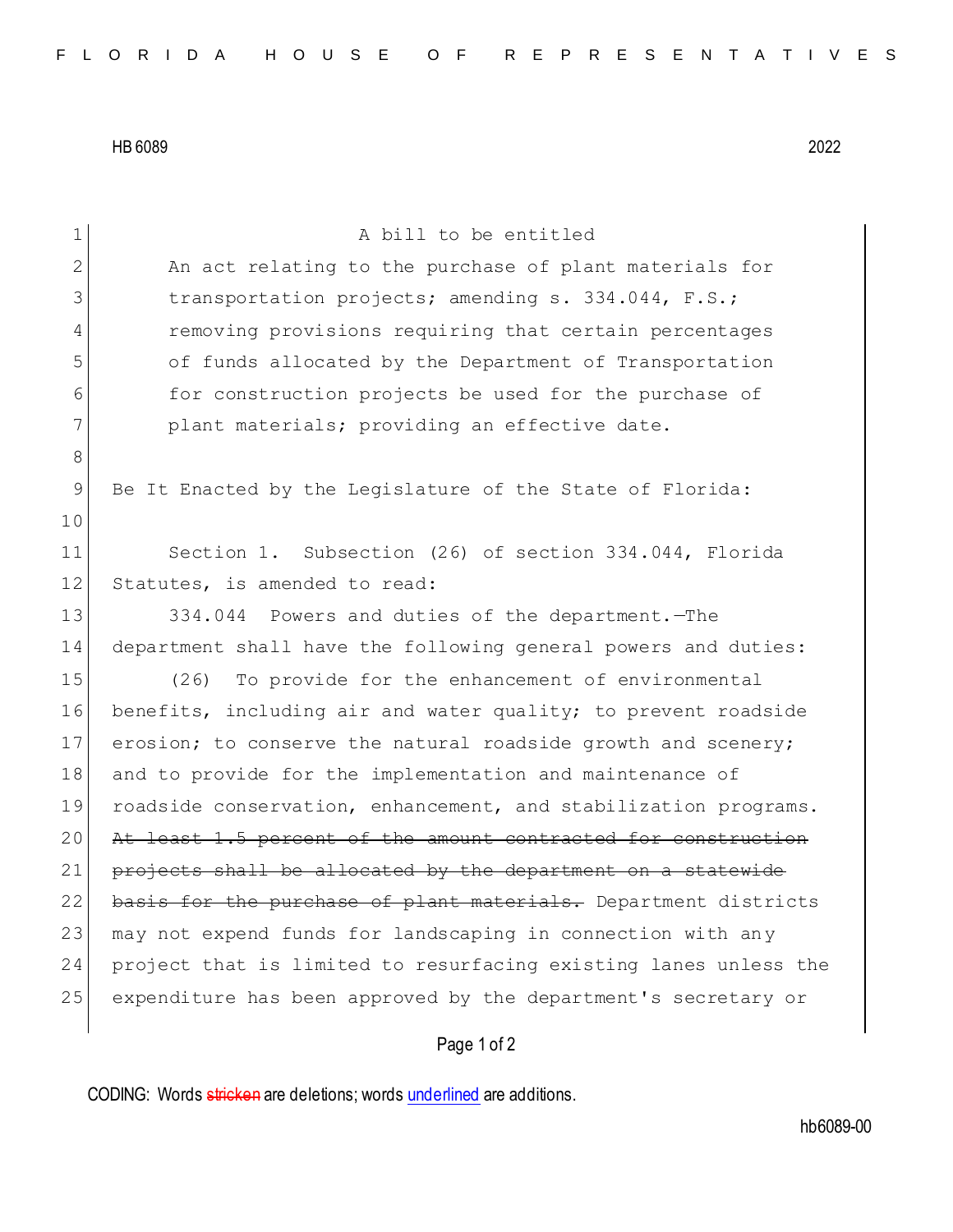HB 6089 2022

A bill to be entitled

An act relating to the purchase of plant materials for transportation projects; amending s. 334.044, F.S.; removing provisions requiring that certain percentages of funds allocated by the Department of Transportation for construction projects be used for the purchase of plant materials; providing an effective date.

Be It Enacted by the Legislature of the State of Florida:

Section 1. Subsection (26) of section 334.044, Florida Statutes, is amended to read:

334.044 Powers and duties of the department.—The department shall have the following general powers and duties:

(26) To provide for the enhancement of environmental benefits, including air and water quality; to prevent roadside erosion; to conserve the natural roadside growth and scenery; and to provide for the implementation and maintenance of roadside conservation, enhancement, and stabilization programs. ~~At least 1.5 percent of the amount contracted for construction projects shall be allocated by the department on a statewide basis for the purchase of plant materials.~~ Department districts may not expend funds for landscaping in connection with any project that is limited to resurfacing existing lanes unless the expenditure has been approved by the department's secretary or

CODING: Words ~~stricken~~ are deletions; words underlined are additions.

hb6089-00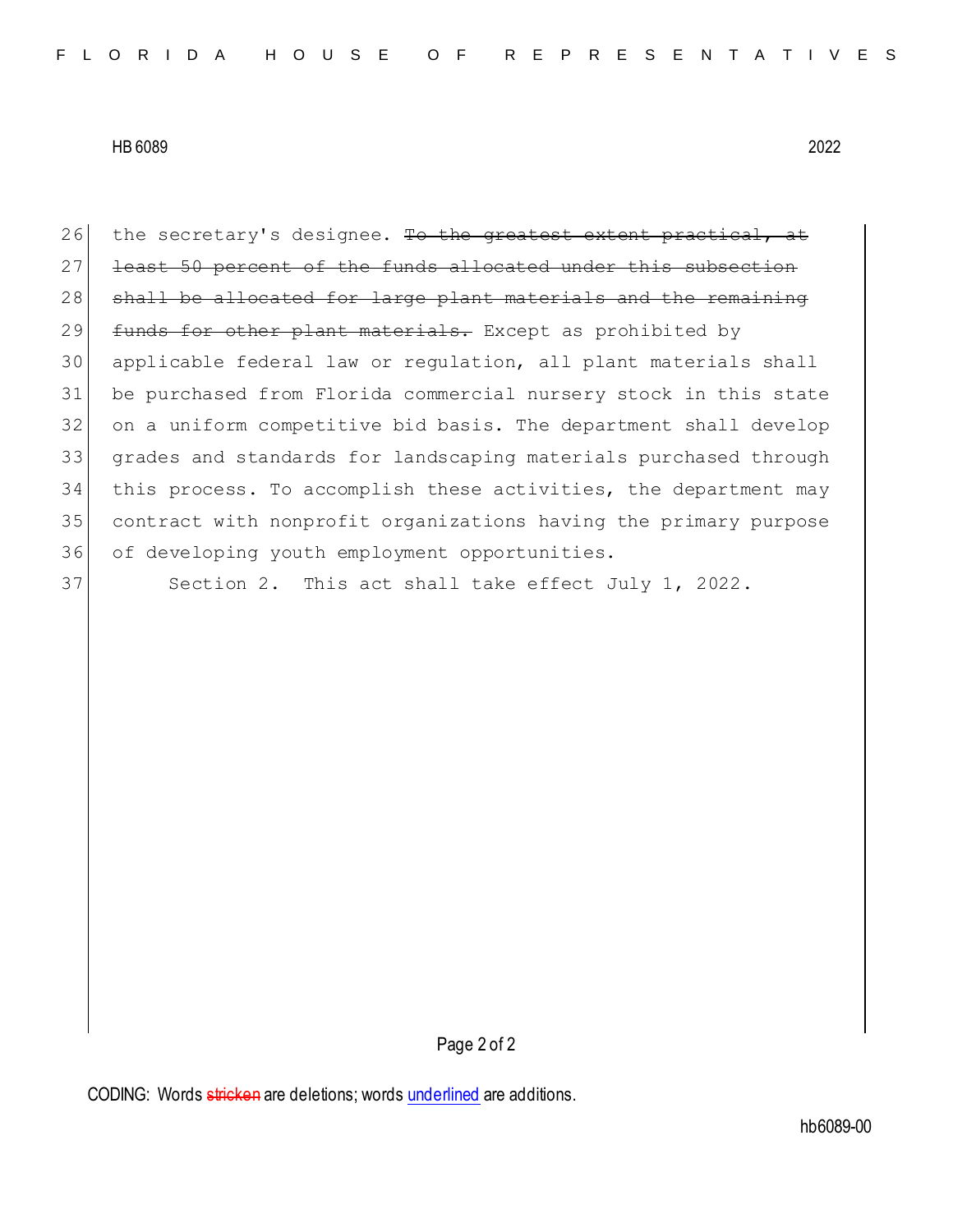26 the secretary's designee. ~~To the greatest extent practical, at~~
27 ~~least 50 percent of the funds allocated under this subsection~~
28 ~~shall be allocated for large plant materials and the remaining~~
29 ~~funds for other plant materials.~~ Except as prohibited by
30 applicable federal law or regulation, all plant materials shall
31 be purchased from Florida commercial nursery stock in this state
32 on a uniform competitive bid basis. The department shall develop
33 grades and standards for landscaping materials purchased through
34 this process. To accomplish these activities, the department may
35 contract with nonprofit organizations having the primary purpose
36 of developing youth employment opportunities.
37 Section 2. This act shall take effect July 1, 2022.

CODING: Words ~~stricken~~ are deletions; words underlined are additions.